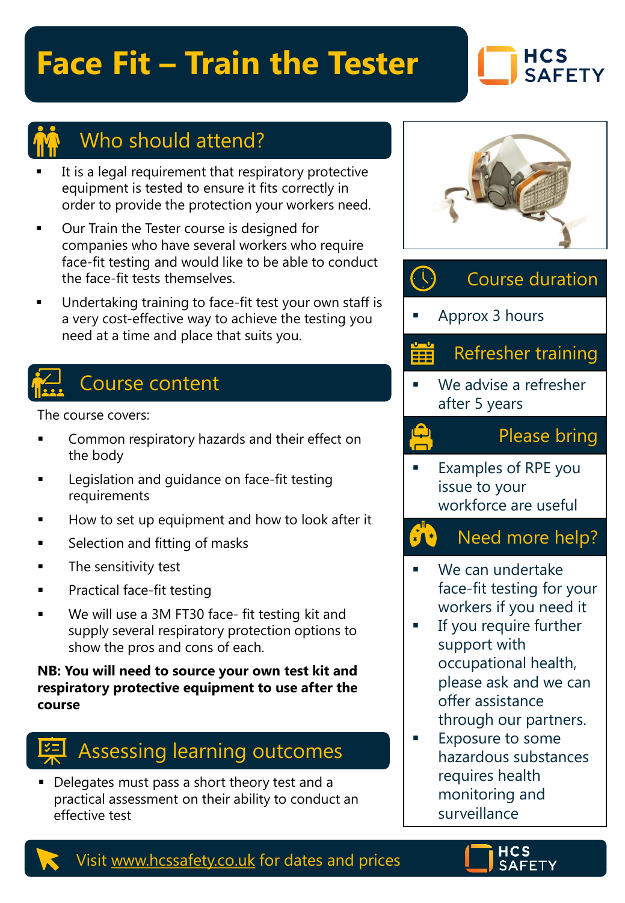# Face Fit – Train the Tester

HCS SAFETY

## Who should attend?

- It is a legal requirement that respiratory protective equipment is tested to ensure it fits correctly in order to provide the protection your workers need.
- Our Train the Tester course is designed for companies who have several workers who require face-fit testing and would like to be able to conduct the face-fit tests themselves.
- Undertaking training to face-fit test your own staff is a very cost-effective way to achieve the testing you need at a time and place that suits you.

## Course content

The course covers:

- Common respiratory hazards and their effect on the body
- Legislation and guidance on face-fit testing requirements
- How to set up equipment and how to look after it
- Selection and fitting of masks
- The sensitivity test
- Practical face-fit testing
- We will use a 3M FT30 face- fit testing kit and supply several respiratory protection options to show the pros and cons of each.

**NB: You will need to source your own test kit and respiratory protective equipment to use after the course**

## Assessing learning outcomes

- Delegates must pass a short theory test and a practical assessment on their ability to conduct an effective test

## Course duration

- Approx 3 hours

## Refresher training

- We advise a refresher after 5 years

## Please bring

- Examples of RPE you issue to your workforce are useful

## Need more help?

- We can undertake face-fit testing for your workers if you need it
- If you require further support with occupational health, please ask and we can offer assistance through our partners.
- Exposure to some hazardous substances requires health monitoring and surveillance

Visit www.hcssafety.co.uk for dates and prices

HCS SAFETY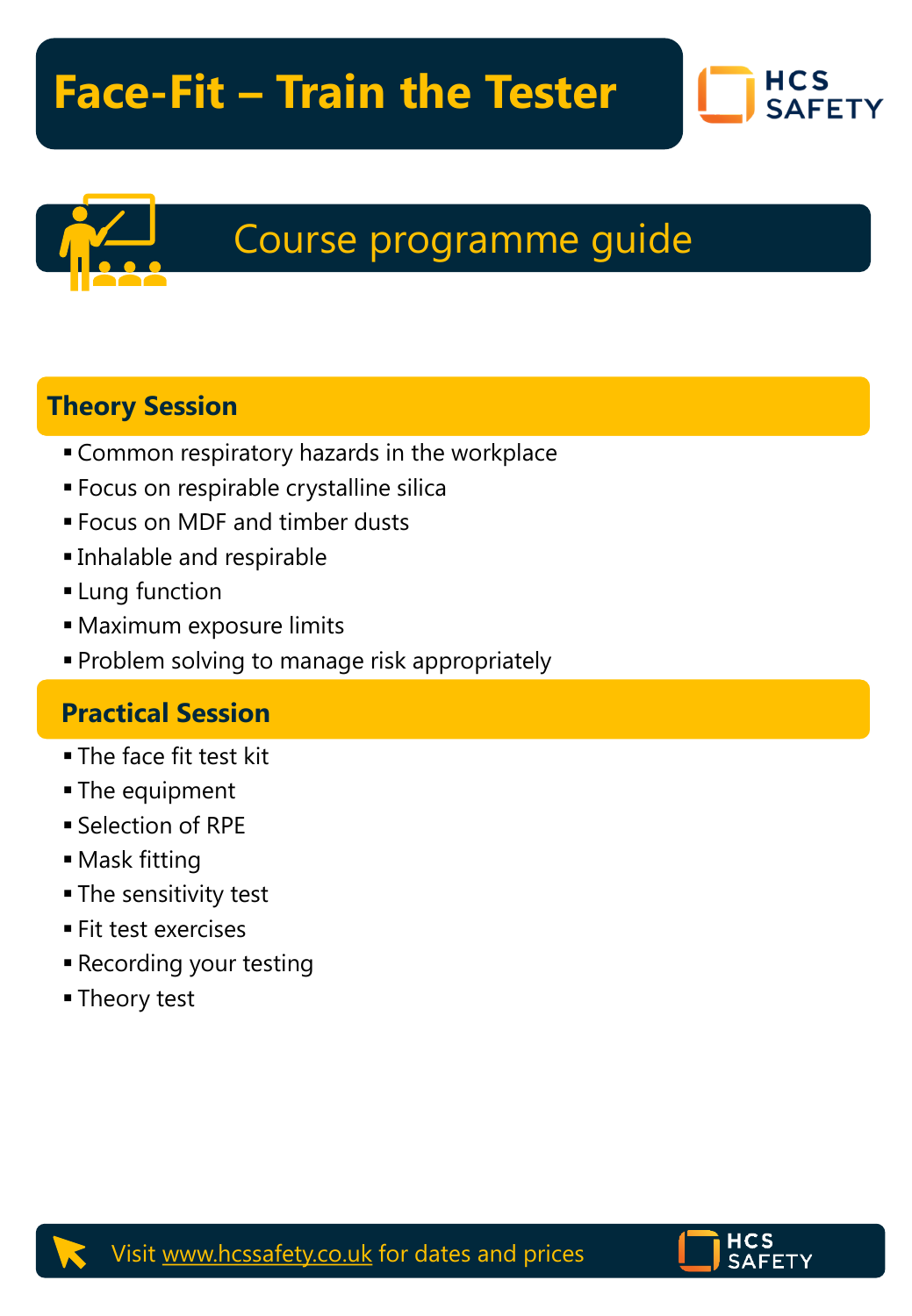# Face-Fit – Train the Tester

HCS SAFETY

## Course programme guide

### Theory Session

- Common respiratory hazards in the workplace
- Focus on respirable crystalline silica
- Focus on MDF and timber dusts
- Inhalable and respirable
- Lung function
- Maximum exposure limits
- Problem solving to manage risk appropriately

### Practical Session

- The face fit test kit
- The equipment
- Selection of RPE
- Mask fitting
- The sensitivity test
- Fit test exercises
- Recording your testing
- Theory test

Visit www.hcssafety.co.uk for dates and prices

HCS SAFETY